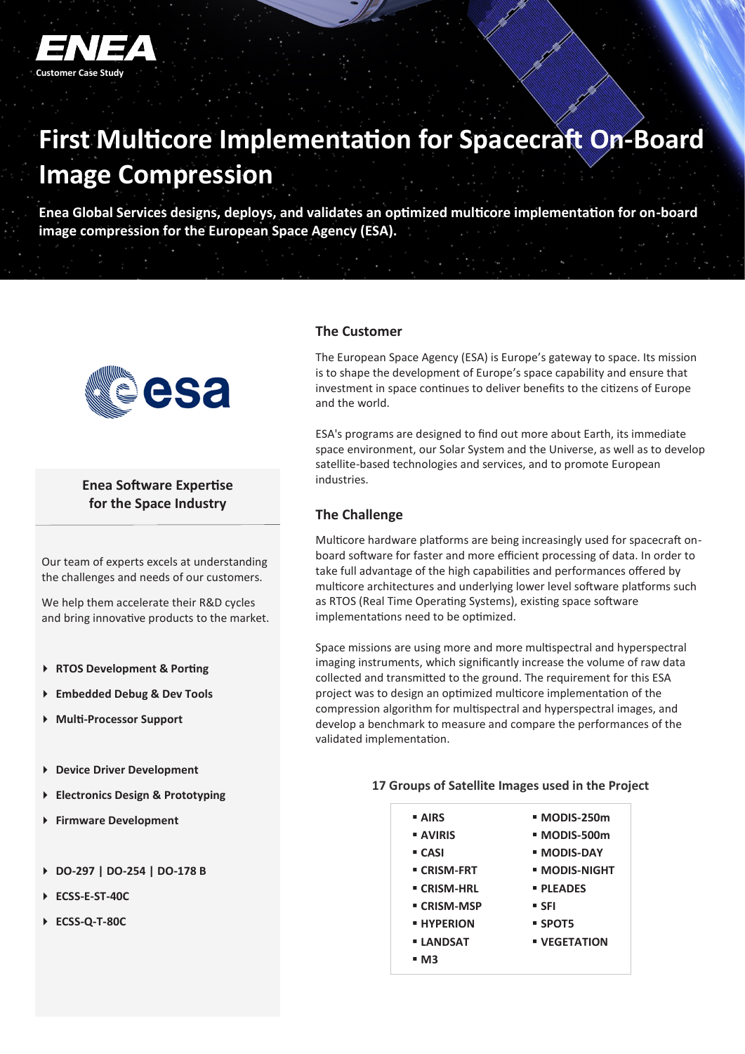ENEA

Customer Case Study

# First Multicore Implementation for Spacecraft On-Board Image Compression

**Enea Global Services designs, deploys, and validates an optimized multicore implementation for on-board image compression for the European Space Agency (ESA).**

esa

### Enea Software Expertise for the Space Industry

Our team of experts excels at understanding the challenges and needs of our customers.

We help them accelerate their R&D cycles and bring innovative products to the market.

- **RTOS Development & Porting**
- **Embedded Debug & Dev Tools**
- **Multi-Processor Support**

- **Device Driver Development**
- **Electronics Design & Prototyping**
- **Firmware Development**

- **DO-297 | DO-254 | DO-178 B**
- **ECSS-E-ST-40C**
- **ECSS-Q-T-80C**

## The Customer

The European Space Agency (ESA) is Europe's gateway to space. Its mission is to shape the development of Europe's space capability and ensure that investment in space continues to deliver benefits to the citizens of Europe and the world.

ESA's programs are designed to find out more about Earth, its immediate space environment, our Solar System and the Universe, as well as to develop satellite-based technologies and services, and to promote European industries.

## The Challenge

Multicore hardware platforms are being increasingly used for spacecraft on-board software for faster and more efficient processing of data. In order to take full advantage of the high capabilities and performances offered by multicore architectures and underlying lower level software platforms such as RTOS (Real Time Operating Systems), existing space software implementations need to be optimized.

Space missions are using more and more multispectral and hyperspectral imaging instruments, which significantly increase the volume of raw data collected and transmitted to the ground. The requirement for this ESA project was to design an optimized multicore implementation of the compression algorithm for multispectral and hyperspectral images, and develop a benchmark to measure and compare the performances of the validated implementation.

**17 Groups of Satellite Images used in the Project**

- **AIRS**
- **AVIRIS**
- **CASI**
- **CRISM-FRT**
- **CRISM-HRL**
- **CRISM-MSP**
- **HYPERION**
- **LANDSAT**
- **M3**
- **MODIS-250m**
- **MODIS-500m**
- **MODIS-DAY**
- **MODIS-NIGHT**
- **PLEADES**
- **SFI**
- **SPOT5**
- **VEGETATION**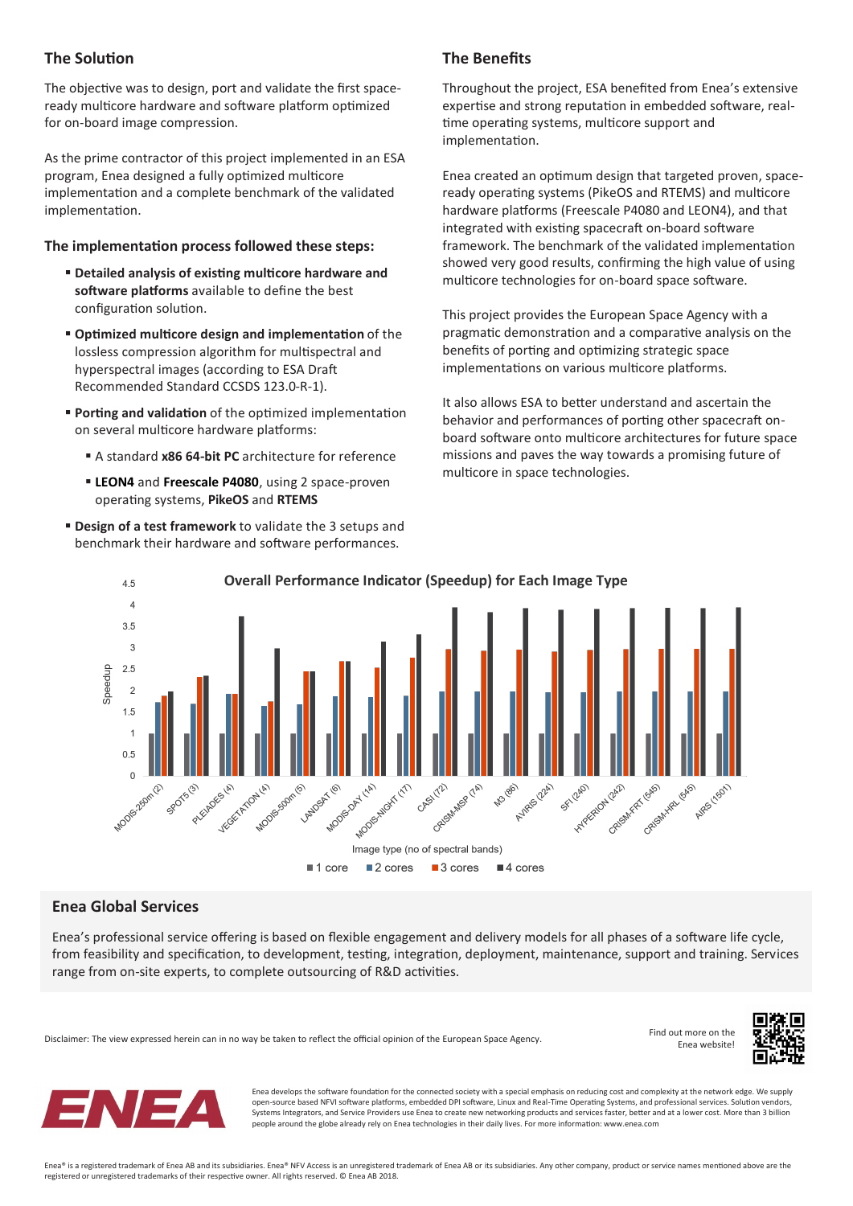## The Solution

The objective was to design, port and validate the first space-ready multicore hardware and software platform optimized for on-board image compression.

As the prime contractor of this project implemented in an ESA program, Enea designed a fully optimized multicore implementation and a complete benchmark of the validated implementation.

### The implementation process followed these steps:

- **Detailed analysis of existing multicore hardware and software platforms** available to define the best configuration solution.
- **Optimized multicore design and implementation** of the lossless compression algorithm for multispectral and hyperspectral images (according to ESA Draft Recommended Standard CCSDS 123.0-R-1).
- **Porting and validation** of the optimized implementation on several multicore hardware platforms:
  - A standard **x86 64-bit PC** architecture for reference
  - **LEON4** and **Freescale P4080**, using 2 space-proven operating systems, **PikeOS** and **RTEMS**
- **Design of a test framework** to validate the 3 setups and benchmark their hardware and software performances.

## The Benefits

Throughout the project, ESA benefited from Enea's extensive expertise and strong reputation in embedded software, real-time operating systems, multicore support and implementation.

Enea created an optimum design that targeted proven, space-ready operating systems (PikeOS and RTEMS) and multicore hardware platforms (Freescale P4080 and LEON4), and that integrated with existing spacecraft on-board software framework. The benchmark of the validated implementation showed very good results, confirming the high value of using multicore technologies for on-board space software.

This project provides the European Space Agency with a pragmatic demonstration and a comparative analysis on the benefits of porting and optimizing strategic space implementations on various multicore platforms.

It also allows ESA to better understand and ascertain the behavior and performances of porting other spacecraft on-board software onto multicore architectures for future space missions and paves the way towards a promising future of multicore in space technologies.

**Overall Performance Indicator (Speedup) for Each Image Type**

Speedup: 0, 0.5, 1, 1.5, 2, 2.5, 3, 3.5, 4, 4.5

MODIS-250m (2), SPOT5 (3), PLEIADES (4), VEGETATION (4), MODIS-500m (5), LANDSAT (6), MODIS-DAY (14), MODIS-NIGHT (17), CASI (72), CRISM-MSP (74), M3 (86), AVIRIS (224), SFI (240), HYPERION (242), CRISM-FRT (545), CRISM-HRL (545), AIRS (1501)

Image type (no of spectral bands)

1 core · 2 cores · 3 cores · 4 cores

## Enea Global Services

Enea's professional service offering is based on flexible engagement and delivery models for all phases of a software life cycle, from feasibility and specification, to development, testing, integration, deployment, maintenance, support and training. Services range from on-site experts, to complete outsourcing of R&D activities.

Disclaimer: The view expressed herein can in no way be taken to reflect the official opinion of the European Space Agency.

Find out more on the Enea website!

ENEA

Enea develops the software foundation for the connected society with a special emphasis on reducing cost and complexity at the network edge. We supply open-source based NFVI software platforms, embedded DPI software, Linux and Real-Time Operating Systems, and professional services. Solution vendors, Systems Integrators, and Service Providers use Enea to create new networking products and services faster, better and at a lower cost. More than 3 billion people around the globe already rely on Enea technologies in their daily lives. For more information: www.enea.com

Enea® is a registered trademark of Enea AB and its subsidiaries. Enea® NFV Access is an unregistered trademark of Enea AB or its subsidiaries. Any other company, product or service names mentioned above are the registered or unregistered trademarks of their respective owner. All rights reserved. © Enea AB 2018.